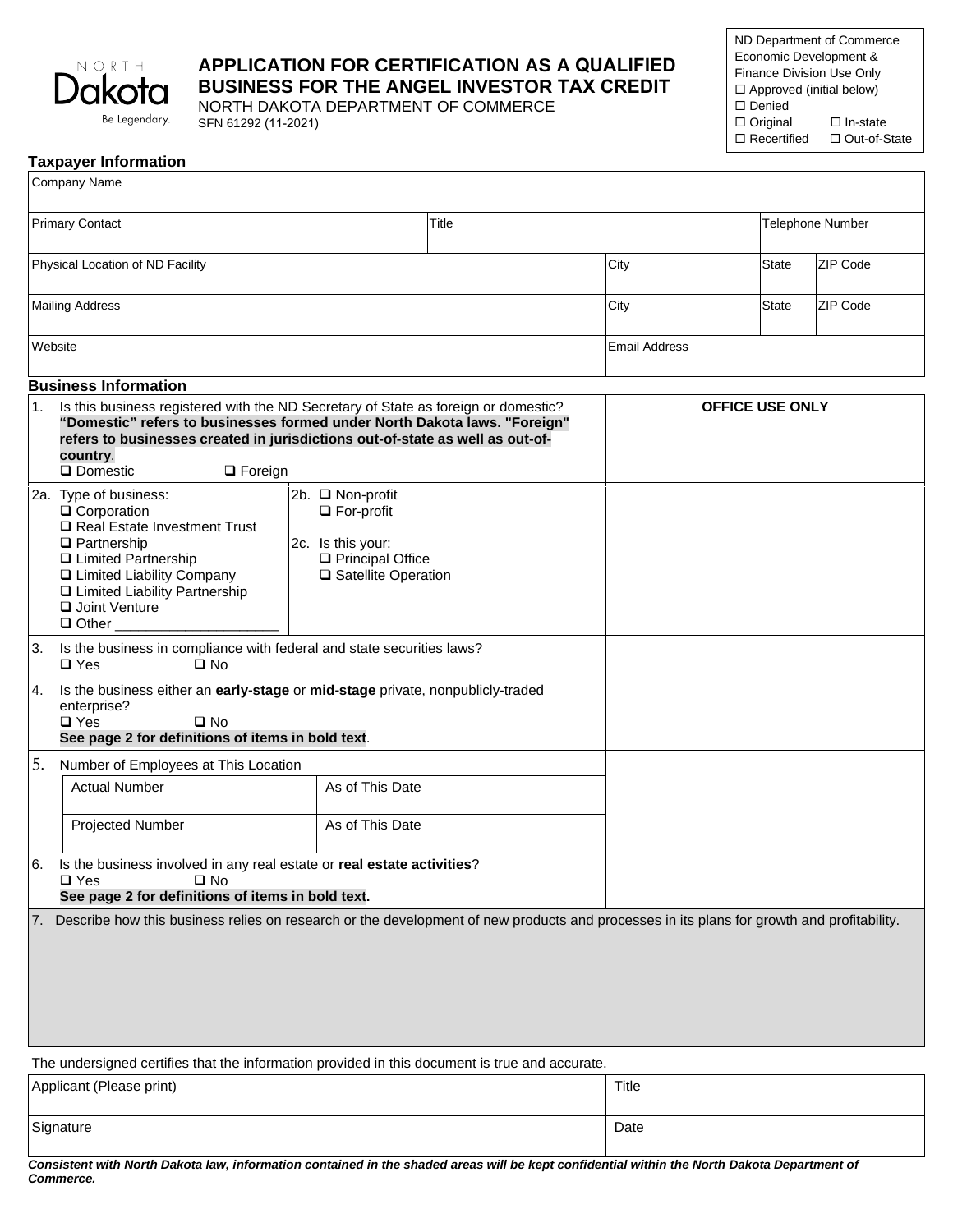# APPLICATION FOR CERTIFICATION AS A QUALIFIED BUSINESS FOR THE ANGEL INVESTOR TAX CREDIT

NORTH DAKOTA DEPARTMENT OF COMMERCE
SFN 61292 (11-2021)

ND Department of Commerce Economic Development & Finance Division Use Only
☐ Approved (initial below)
☐ Denied
☐ Original ☐ In-state
☐ Recertified ☐ Out-of-State

## Taxpayer Information

| Company Name | | | | |
|---|---|---|---|---|
| Primary Contact | Title | | Telephone Number | |
| Physical Location of ND Facility | | City | State | ZIP Code |
| Mailing Address | | City | State | ZIP Code |
| Website | | Email Address | | |

## Business Information

| | OFFICE USE ONLY |
|---|---|
| 1. Is this business registered with the ND Secretary of State as foreign or domestic? **"Domestic" refers to businesses formed under North Dakota laws. "Foreign" refers to businesses created in jurisdictions out-of-state as well as out-of-country**.<br>☐ Domestic ☐ Foreign | |
| 2a. Type of business:<br>☐ Corporation<br>☐ Real Estate Investment Trust<br>☐ Partnership<br>☐ Limited Partnership<br>☐ Limited Liability Company<br>☐ Limited Liability Partnership<br>☐ Joint Venture<br>☐ Other ____________________<br><br>2b. ☐ Non-profit<br>☐ For-profit<br><br>2c. Is this your:<br>☐ Principal Office<br>☐ Satellite Operation | |
| 3. Is the business in compliance with federal and state securities laws?<br>☐ Yes ☐ No | |
| 4. Is the business either an **early-stage** or **mid-stage** private, nonpublicly-traded enterprise?<br>☐ Yes ☐ No<br>**See page 2 for definitions of items in bold text**. | |
| 5. Number of Employees at This Location<br>Actual Number / As of This Date<br>Projected Number / As of This Date | |
| 6. Is the business involved in any real estate or **real estate activities**?<br>☐ Yes ☐ No<br>**See page 2 for definitions of items in bold text.** | |

7. Describe how this business relies on research or the development of new products and processes in its plans for growth and profitability.

The undersigned certifies that the information provided in this document is true and accurate.

| Applicant (Please print) | Title |
|---|---|
| Signature | Date |

***Consistent with North Dakota law, information contained in the shaded areas will be kept confidential within the North Dakota Department of Commerce.***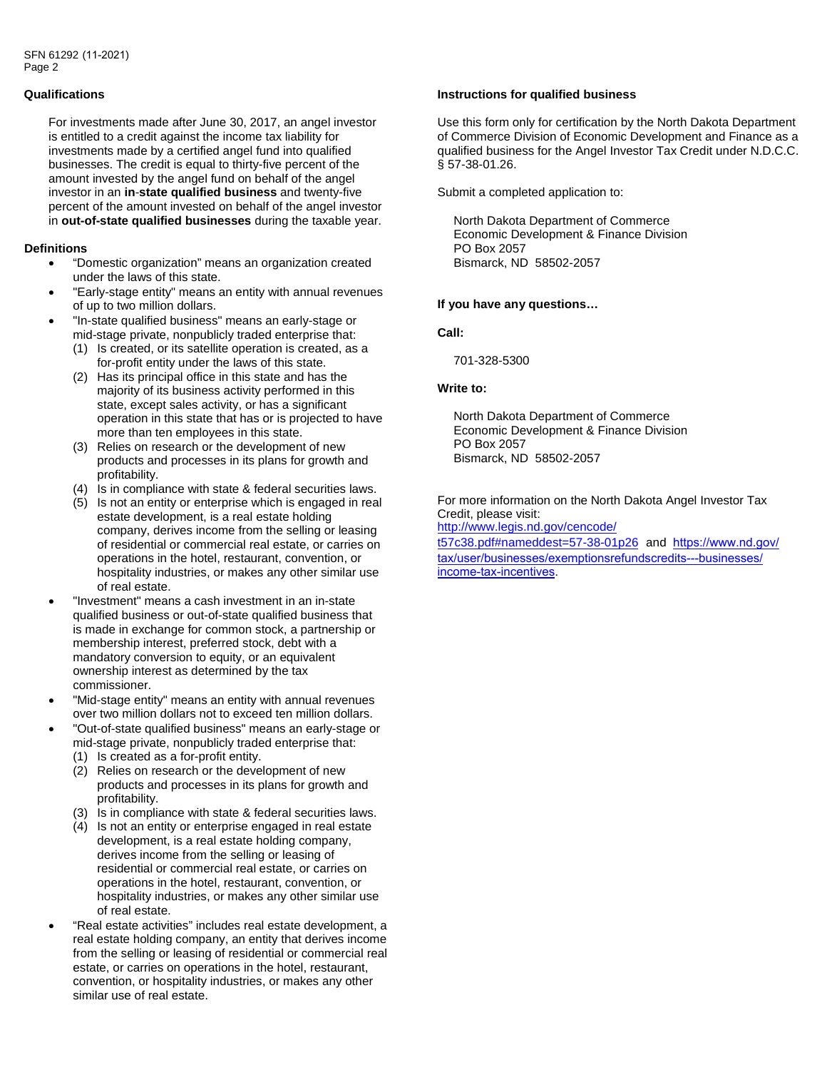## Qualifications

For investments made after June 30, 2017, an angel investor is entitled to a credit against the income tax liability for investments made by a certified angel fund into qualified businesses. The credit is equal to thirty-five percent of the amount invested by the angel fund on behalf of the angel investor in an **in-state qualified business** and twenty-five percent of the amount invested on behalf of the angel investor in **out-of-state qualified businesses** during the taxable year.

## Definitions

- "Domestic organization" means an organization created under the laws of this state.
- "Early-stage entity" means an entity with annual revenues of up to two million dollars.
- "In-state qualified business" means an early-stage or mid-stage private, nonpublicly traded enterprise that:
  1. Is created, or its satellite operation is created, as a for-profit entity under the laws of this state.
  2. Has its principal office in this state and has the majority of its business activity performed in this state, except sales activity, or has a significant operation in this state that has or is projected to have more than ten employees in this state.
  3. Relies on research or the development of new products and processes in its plans for growth and profitability.
  4. Is in compliance with state & federal securities laws.
  5. Is not an entity or enterprise which is engaged in real estate development, is a real estate holding company, derives income from the selling or leasing of residential or commercial real estate, or carries on operations in the hotel, restaurant, convention, or hospitality industries, or makes any other similar use of real estate.
- "Investment" means a cash investment in an in-state qualified business or out-of-state qualified business that is made in exchange for common stock, a partnership or membership interest, preferred stock, debt with a mandatory conversion to equity, or an equivalent ownership interest as determined by the tax commissioner.
- "Mid-stage entity" means an entity with annual revenues over two million dollars not to exceed ten million dollars.
- "Out-of-state qualified business" means an early-stage or mid-stage private, nonpublicly traded enterprise that:
  1. Is created as a for-profit entity.
  2. Relies on research or the development of new products and processes in its plans for growth and profitability.
  3. Is in compliance with state & federal securities laws.
  4. Is not an entity or enterprise engaged in real estate development, is a real estate holding company, derives income from the selling or leasing of residential or commercial real estate, or carries on operations in the hotel, restaurant, convention, or hospitality industries, or makes any other similar use of real estate.
- "Real estate activities" includes real estate development, a real estate holding company, an entity that derives income from the selling or leasing of residential or commercial real estate, or carries on operations in the hotel, restaurant, convention, or hospitality industries, or makes any other similar use of real estate.

## Instructions for qualified business

Use this form only for certification by the North Dakota Department of Commerce Division of Economic Development and Finance as a qualified business for the Angel Investor Tax Credit under N.D.C.C. § 57-38-01.26.

Submit a completed application to:

North Dakota Department of Commerce
Economic Development & Finance Division
PO Box 2057
Bismarck, ND 58502-2057

**If you have any questions…**

**Call:**

701-328-5300

**Write to:**

North Dakota Department of Commerce
Economic Development & Finance Division
PO Box 2057
Bismarck, ND 58502-2057

For more information on the North Dakota Angel Investor Tax Credit, please visit:
http://www.legis.nd.gov/cencode/t57c38.pdf#nameddest=57-38-01p26 and https://www.nd.gov/tax/user/businesses/exemptionsrefundscredits---businesses/income-tax-incentives.